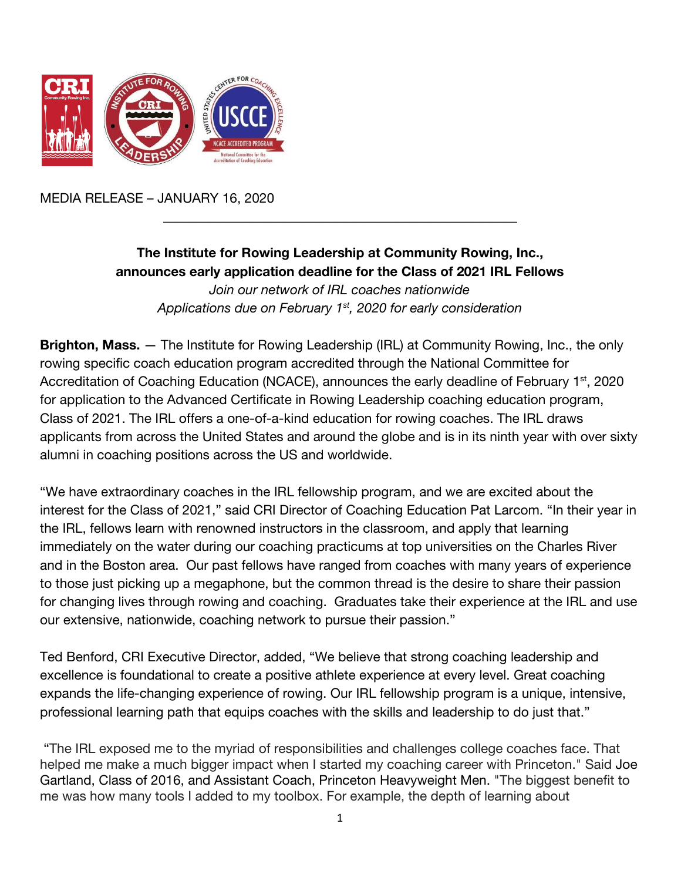MEDIA RELEASE – JANUARY 16, 2020

**The Institute for Rowing Leadership at Community Rowing, Inc., announces early application deadline for the Class of 2021 IRL Fellows**

*Join our network of IRL coaches nationwide*

*Applications due on February 1st, 2020 for early consideration*

**Brighton, Mass.** — The Institute for Rowing Leadership (IRL) at Community Rowing, Inc., the only rowing specific coach education program accredited through the National Committee for Accreditation of Coaching Education (NCACE), announces the early deadline of February 1st, 2020 for application to the Advanced Certificate in Rowing Leadership coaching education program, Class of 2021. The IRL offers a one-of-a-kind education for rowing coaches. The IRL draws applicants from across the United States and around the globe and is in its ninth year with over sixty alumni in coaching positions across the US and worldwide.

"We have extraordinary coaches in the IRL fellowship program, and we are excited about the interest for the Class of 2021," said CRI Director of Coaching Education Pat Larcom. "In their year in the IRL, fellows learn with renowned instructors in the classroom, and apply that learning immediately on the water during our coaching practicums at top universities on the Charles River and in the Boston area. Our past fellows have ranged from coaches with many years of experience to those just picking up a megaphone, but the common thread is the desire to share their passion for changing lives through rowing and coaching. Graduates take their experience at the IRL and use our extensive, nationwide, coaching network to pursue their passion."

Ted Benford, CRI Executive Director, added, "We believe that strong coaching leadership and excellence is foundational to create a positive athlete experience at every level. Great coaching expands the life-changing experience of rowing. Our IRL fellowship program is a unique, intensive, professional learning path that equips coaches with the skills and leadership to do just that."

"The IRL exposed me to the myriad of responsibilities and challenges college coaches face. That helped me make a much bigger impact when I started my coaching career with Princeton." Said Joe Gartland, Class of 2016, and Assistant Coach, Princeton Heavyweight Men. "The biggest benefit to me was how many tools I added to my toolbox. For example, the depth of learning about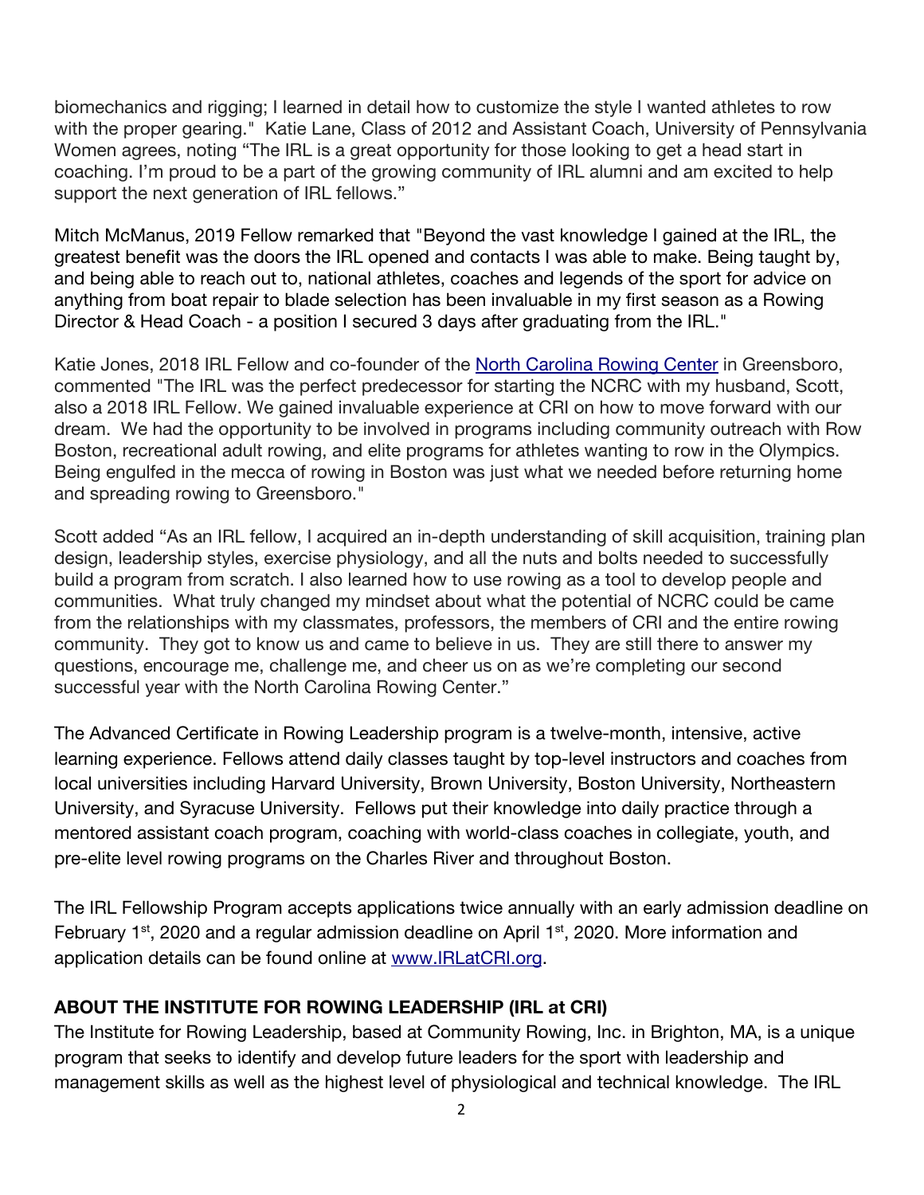biomechanics and rigging; I learned in detail how to customize the style I wanted athletes to row with the proper gearing." Katie Lane, Class of 2012 and Assistant Coach, University of Pennsylvania Women agrees, noting "The IRL is a great opportunity for those looking to get a head start in coaching. I'm proud to be a part of the growing community of IRL alumni and am excited to help support the next generation of IRL fellows."

Mitch McManus, 2019 Fellow remarked that "Beyond the vast knowledge I gained at the IRL, the greatest benefit was the doors the IRL opened and contacts I was able to make. Being taught by, and being able to reach out to, national athletes, coaches and legends of the sport for advice on anything from boat repair to blade selection has been invaluable in my first season as a Rowing Director & Head Coach - a position I secured 3 days after graduating from the IRL."

Katie Jones, 2018 IRL Fellow and co-founder of the [North Carolina Rowing Center] in Greensboro, commented "The IRL was the perfect predecessor for starting the NCRC with my husband, Scott, also a 2018 IRL Fellow. We gained invaluable experience at CRI on how to move forward with our dream. We had the opportunity to be involved in programs including community outreach with Row Boston, recreational adult rowing, and elite programs for athletes wanting to row in the Olympics. Being engulfed in the mecca of rowing in Boston was just what we needed before returning home and spreading rowing to Greensboro."

Scott added "As an IRL fellow, I acquired an in-depth understanding of skill acquisition, training plan design, leadership styles, exercise physiology, and all the nuts and bolts needed to successfully build a program from scratch. I also learned how to use rowing as a tool to develop people and communities. What truly changed my mindset about what the potential of NCRC could be came from the relationships with my classmates, professors, the members of CRI and the entire rowing community. They got to know us and came to believe in us. They are still there to answer my questions, encourage me, challenge me, and cheer us on as we're completing our second successful year with the North Carolina Rowing Center."

The Advanced Certificate in Rowing Leadership program is a twelve-month, intensive, active learning experience. Fellows attend daily classes taught by top-level instructors and coaches from local universities including Harvard University, Brown University, Boston University, Northeastern University, and Syracuse University. Fellows put their knowledge into daily practice through a mentored assistant coach program, coaching with world-class coaches in collegiate, youth, and pre-elite level rowing programs on the Charles River and throughout Boston.

The IRL Fellowship Program accepts applications twice annually with an early admission deadline on February 1st, 2020 and a regular admission deadline on April 1st, 2020. More information and application details can be found online at www.IRLatCRI.org.

## ABOUT THE INSTITUTE FOR ROWING LEADERSHIP (IRL at CRI)

The Institute for Rowing Leadership, based at Community Rowing, Inc. in Brighton, MA, is a unique program that seeks to identify and develop future leaders for the sport with leadership and management skills as well as the highest level of physiological and technical knowledge. The IRL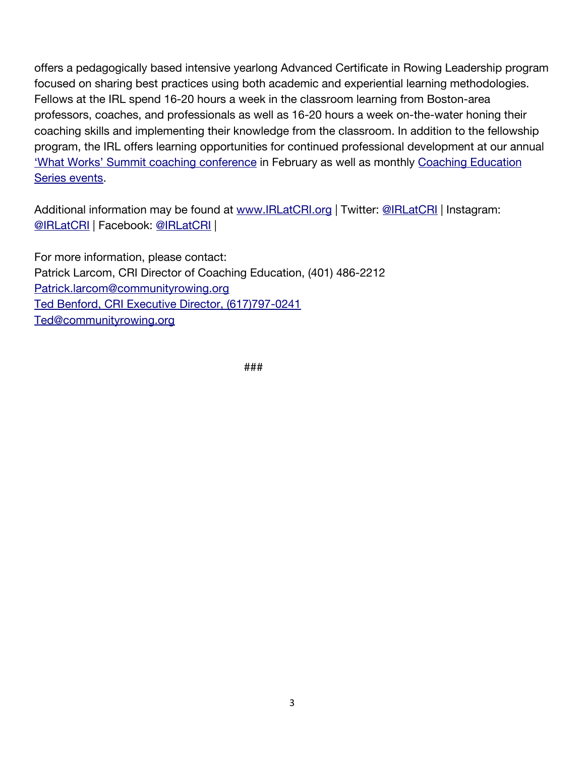offers a pedagogically based intensive yearlong Advanced Certificate in Rowing Leadership program focused on sharing best practices using both academic and experiential learning methodologies. Fellows at the IRL spend 16-20 hours a week in the classroom learning from Boston-area professors, coaches, and professionals as well as 16-20 hours a week on-the-water honing their coaching skills and implementing their knowledge from the classroom. In addition to the fellowship program, the IRL offers learning opportunities for continued professional development at our annual 'What Works' Summit coaching conference in February as well as monthly Coaching Education Series events.

Additional information may be found at www.IRLatCRI.org | Twitter: @IRLatCRI | Instagram: @IRLatCRI | Facebook: @IRLatCRI |

For more information, please contact:
Patrick Larcom, CRI Director of Coaching Education, (401) 486-2212
Patrick.larcom@communityrowing.org
Ted Benford, CRI Executive Director, (617)797-0241
Ted@communityrowing.org

###